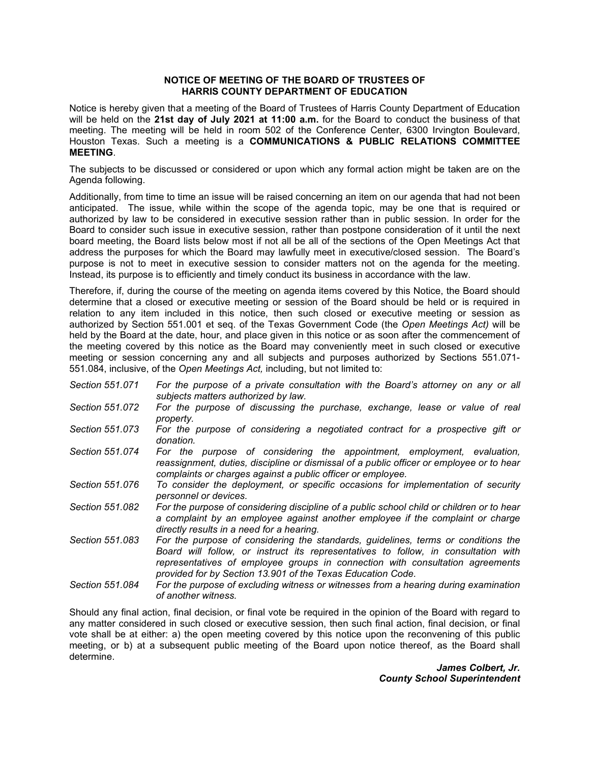**NOTICE OF MEETING OF THE BOARD OF TRUSTEES OF HARRIS COUNTY DEPARTMENT OF EDUCATION**

Notice is hereby given that a meeting of the Board of Trustees of Harris County Department of Education will be held on the **21st day of July 2021 at 11:00 a.m.** for the Board to conduct the business of that meeting. The meeting will be held in room 502 of the Conference Center, 6300 Irvington Boulevard, Houston Texas. Such a meeting is a **COMMUNICATIONS & PUBLIC RELATIONS COMMITTEE MEETING**.

The subjects to be discussed or considered or upon which any formal action might be taken are on the Agenda following.

Additionally, from time to time an issue will be raised concerning an item on our agenda that had not been anticipated. The issue, while within the scope of the agenda topic, may be one that is required or authorized by law to be considered in executive session rather than in public session. In order for the Board to consider such issue in executive session, rather than postpone consideration of it until the next board meeting, the Board lists below most if not all be all of the sections of the Open Meetings Act that address the purposes for which the Board may lawfully meet in executive/closed session. The Board's purpose is not to meet in executive session to consider matters not on the agenda for the meeting. Instead, its purpose is to efficiently and timely conduct its business in accordance with the law.

Therefore, if, during the course of the meeting on agenda items covered by this Notice, the Board should determine that a closed or executive meeting or session of the Board should be held or is required in relation to any item included in this notice, then such closed or executive meeting or session as authorized by Section 551.001 et seq. of the Texas Government Code (the *Open Meetings Act)* will be held by the Board at the date, hour, and place given in this notice or as soon after the commencement of the meeting covered by this notice as the Board may conveniently meet in such closed or executive meeting or session concerning any and all subjects and purposes authorized by Sections 551.071-551.084, inclusive, of the *Open Meetings Act,* including, but not limited to:

| | |
|---|---|
| *Section 551.071* | *For the purpose of a private consultation with the Board's attorney on any or all subjects matters authorized by law.* |
| *Section 551.072* | *For the purpose of discussing the purchase, exchange, lease or value of real property.* |
| *Section 551.073* | *For the purpose of considering a negotiated contract for a prospective gift or donation.* |
| *Section 551.074* | *For the purpose of considering the appointment, employment, evaluation, reassignment, duties, discipline or dismissal of a public officer or employee or to hear complaints or charges against a public officer or employee.* |
| *Section 551.076* | *To consider the deployment, or specific occasions for implementation of security personnel or devices.* |
| *Section 551.082* | *For the purpose of considering discipline of a public school child or children or to hear a complaint by an employee against another employee if the complaint or charge directly results in a need for a hearing.* |
| *Section 551.083* | *For the purpose of considering the standards, guidelines, terms or conditions the Board will follow, or instruct its representatives to follow, in consultation with representatives of employee groups in connection with consultation agreements provided for by Section 13.901 of the Texas Education Code.* |
| *Section 551.084* | *For the purpose of excluding witness or witnesses from a hearing during examination of another witness.* |

Should any final action, final decision, or final vote be required in the opinion of the Board with regard to any matter considered in such closed or executive session, then such final action, final decision, or final vote shall be at either: a) the open meeting covered by this notice upon the reconvening of this public meeting, or b) at a subsequent public meeting of the Board upon notice thereof, as the Board shall determine.

***James Colbert, Jr.***
***County School Superintendent***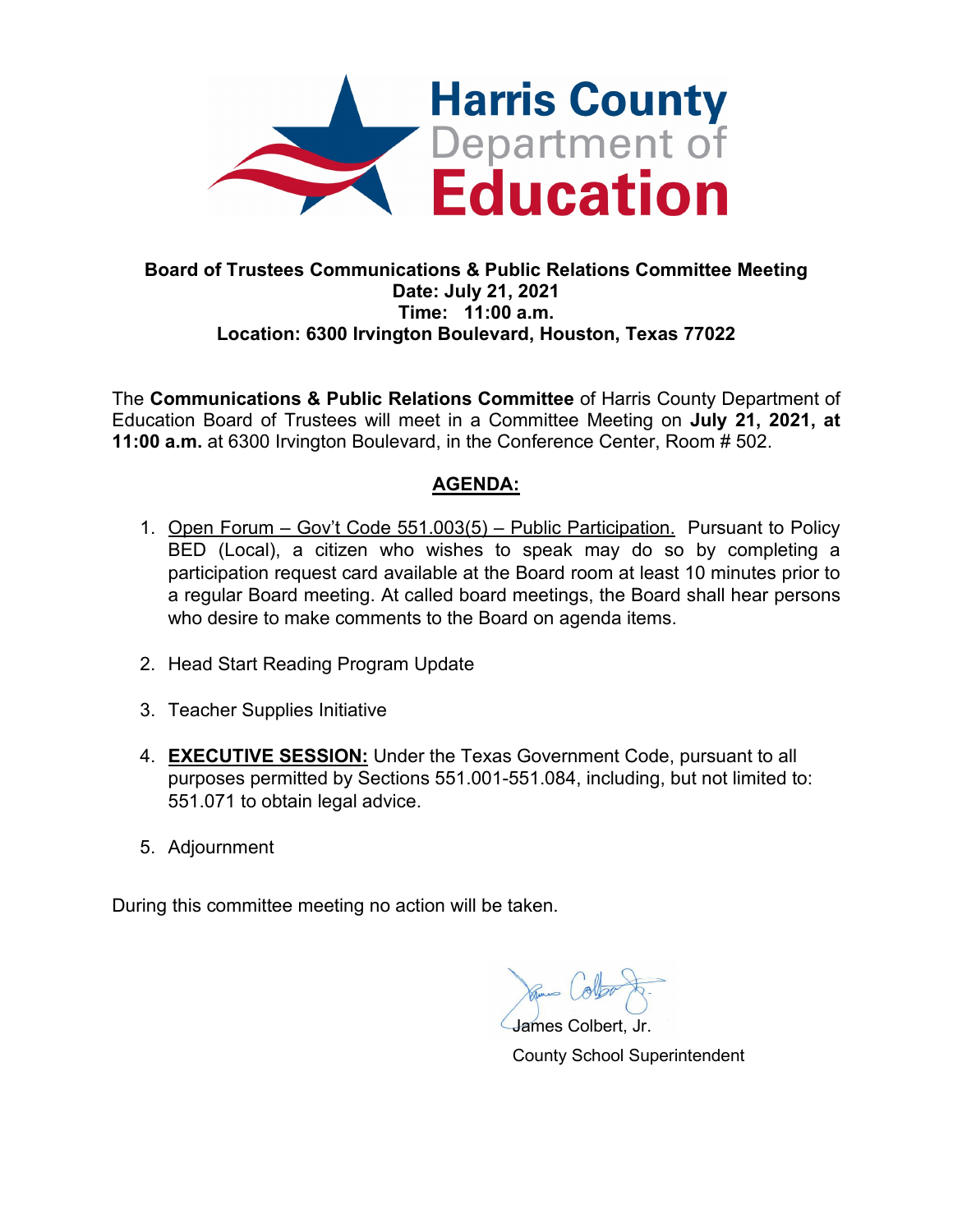Harris County Department of Education

**Board of Trustees Communications & Public Relations Committee Meeting**
**Date: July 21, 2021**
**Time: 11:00 a.m.**
**Location: 6300 Irvington Boulevard, Houston, Texas 77022**

The **Communications & Public Relations Committee** of Harris County Department of Education Board of Trustees will meet in a Committee Meeting on **July 21, 2021, at 11:00 a.m.** at 6300 Irvington Boulevard, in the Conference Center, Room # 502.

## AGENDA:

1. Open Forum – Gov't Code 551.003(5) – Public Participation. Pursuant to Policy BED (Local), a citizen who wishes to speak may do so by completing a participation request card available at the Board room at least 10 minutes prior to a regular Board meeting. At called board meetings, the Board shall hear persons who desire to make comments to the Board on agenda items.

2. Head Start Reading Program Update

3. Teacher Supplies Initiative

4. **EXECUTIVE SESSION:** Under the Texas Government Code, pursuant to all purposes permitted by Sections 551.001-551.084, including, but not limited to: 551.071 to obtain legal advice.

5. Adjournment

During this committee meeting no action will be taken.

James Colbert, Jr.
County School Superintendent